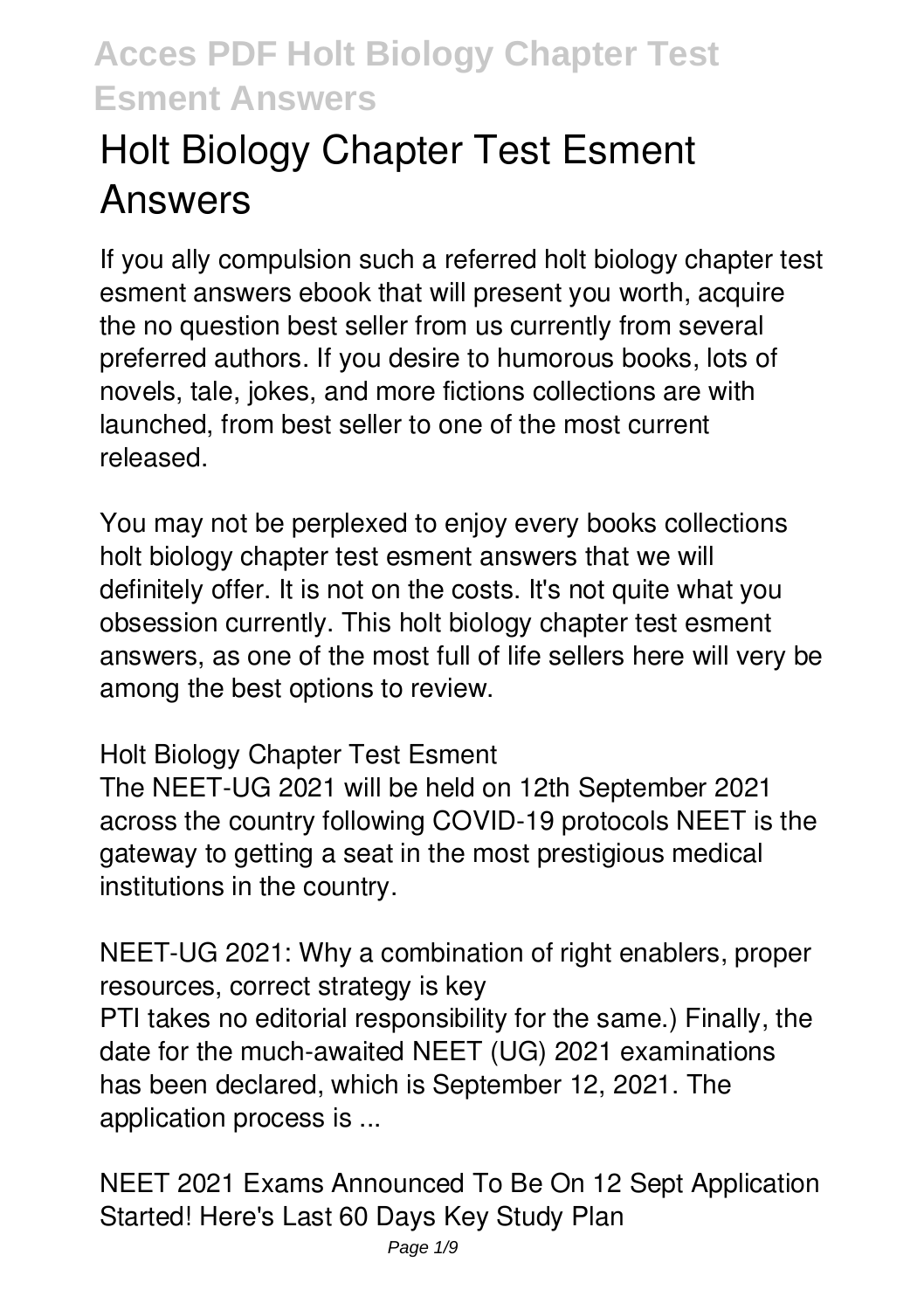# Holt Biology Chapter Test Esment Answers

If you ally compulsion such a referred holt biology chapter test esment answers ebook that will present you worth, acquire the no question best seller from us currently from several preferred authors. If you desire to humorous books, lots of novels, tale, jokes, and more fictions collections are with launched, from best seller to one of the most current released.

You may not be perplexed to enjoy every books collections holt biology chapter test esment answers that we will definitely offer. It is not on the costs. It's not quite what you obsession currently. This holt biology chapter test esment answers, as one of the most full of life sellers here will very be among the best options to review.

**Holt Biology Chapter Test Esment**

The NEET-UG 2021 will be held on 12th September 2021 across the country following COVID-19 protocols NEET is the gateway to getting a seat in the most prestigious medical institutions in the country.

**NEET-UG 2021: Why a combination of right enablers, proper resources, correct strategy is key**

PTI takes no editorial responsibility for the same.) Finally, the date for the much-awaited NEET (UG) 2021 examinations has been declared, which is September 12, 2021. The application process is ...

**NEET 2021 Exams Announced To Be On 12 Sept Application Started! Here's Last 60 Days Key Study Plan**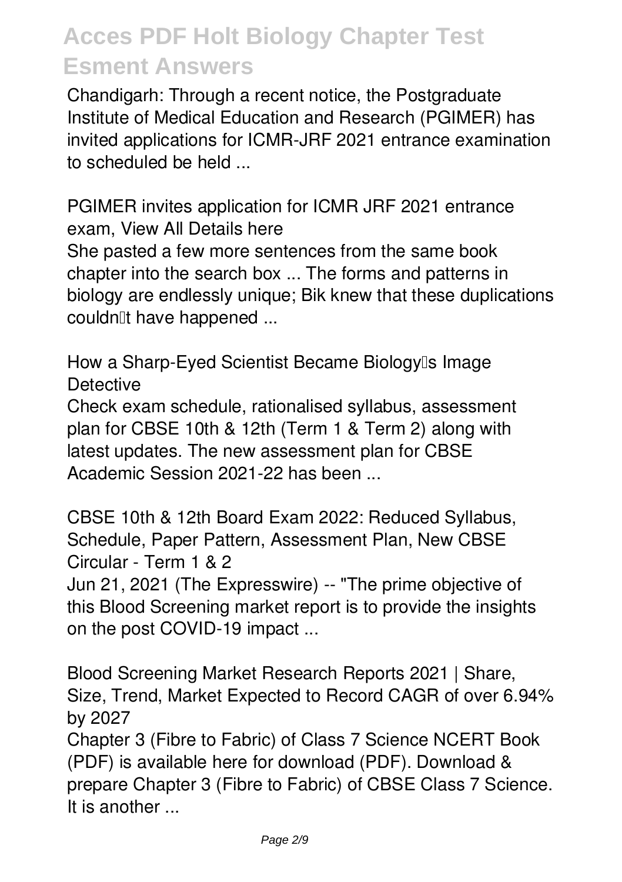Chandigarh: Through a recent notice, the Postgraduate Institute of Medical Education and Research (PGIMER) has invited applications for ICMR-JRF 2021 entrance examination to scheduled be held ...

*PGIMER invites application for ICMR JRF 2021 entrance exam, View All Details here*

She pasted a few more sentences from the same book chapter into the search box ... The forms and patterns in biology are endlessly unique; Bik knew that these duplications couldn't have happened ...

*How a Sharp-Eyed Scientist Became Biology's Image Detective*

Check exam schedule, rationalised syllabus, assessment plan for CBSE 10th & 12th (Term 1 & Term 2) along with latest updates. The new assessment plan for CBSE Academic Session 2021-22 has been ...

*CBSE 10th & 12th Board Exam 2022: Reduced Syllabus, Schedule, Paper Pattern, Assessment Plan, New CBSE Circular - Term 1 & 2*

Jun 21, 2021 (The Expresswire) -- "The prime objective of this Blood Screening market report is to provide the insights on the post COVID-19 impact ...

*Blood Screening Market Research Reports 2021 | Share, Size, Trend, Market Expected to Record CAGR of over 6.94% by 2027*

Chapter 3 (Fibre to Fabric) of Class 7 Science NCERT Book (PDF) is available here for download (PDF). Download & prepare Chapter 3 (Fibre to Fabric) of CBSE Class 7 Science. It is another ...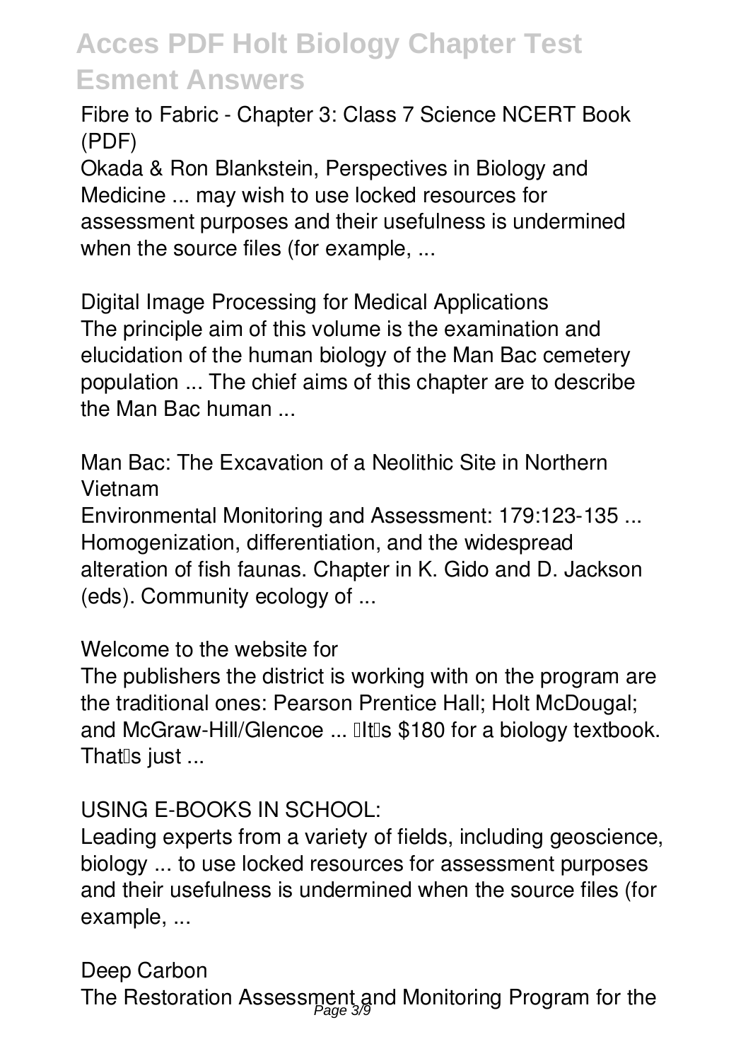**Fibre to Fabric - Chapter 3: Class 7 Science NCERT Book (PDF)**

Okada & Ron Blankstein, Perspectives in Biology and Medicine ... may wish to use locked resources for assessment purposes and their usefulness is undermined when the source files (for example, ...

**Digital Image Processing for Medical Applications**

The principle aim of this volume is the examination and elucidation of the human biology of the Man Bac cemetery population ... The chief aims of this chapter are to describe the Man Bac human ...

**Man Bac: The Excavation of a Neolithic Site in Northern Vietnam**

Environmental Monitoring and Assessment: 179:123-135 ... Homogenization, differentiation, and the widespread alteration of fish faunas. Chapter in K. Gido and D. Jackson (eds). Community ecology of ...

**Welcome to the website for**

The publishers the district is working with on the program are the traditional ones: Pearson Prentice Hall; Holt McDougal; and McGraw-Hill/Glencoe ... "It's $180 for a biology textbook. That's just ...

**USING E-BOOKS IN SCHOOL:**

Leading experts from a variety of fields, including geoscience, biology ... to use locked resources for assessment purposes and their usefulness is undermined when the source files (for example, ...

**Deep Carbon**

The Restoration Assessment and Monitoring Program for the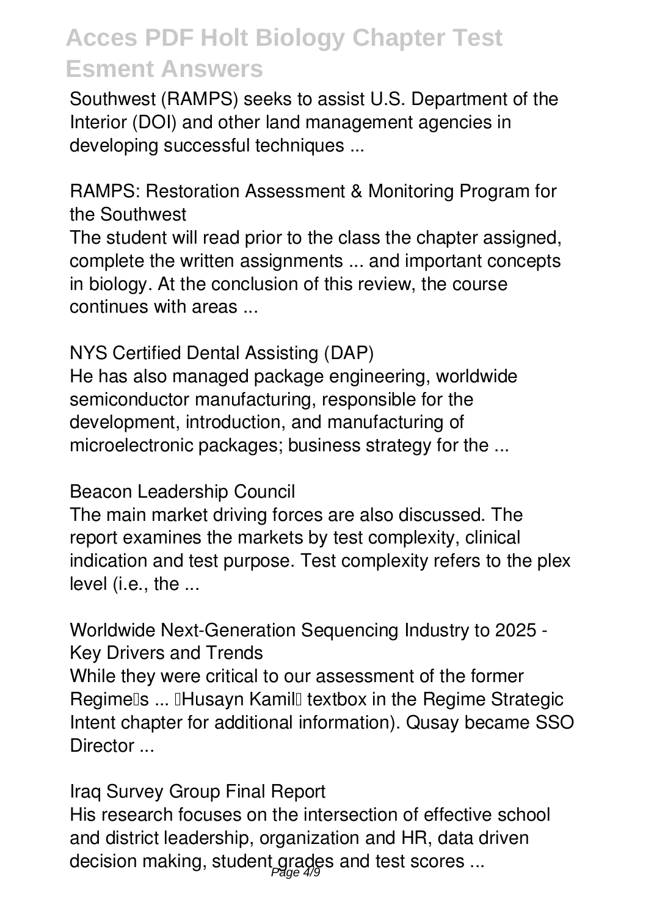Southwest (RAMPS) seeks to assist U.S. Department of the Interior (DOI) and other land management agencies in developing successful techniques ...

## RAMPS: Restoration Assessment & Monitoring Program for the Southwest

The student will read prior to the class the chapter assigned, complete the written assignments ... and important concepts in biology. At the conclusion of this review, the course continues with areas ...

## NYS Certified Dental Assisting (DAP)

He has also managed package engineering, worldwide semiconductor manufacturing, responsible for the development, introduction, and manufacturing of microelectronic packages; business strategy for the ...

## Beacon Leadership Council

The main market driving forces are also discussed. The report examines the markets by test complexity, clinical indication and test purpose. Test complexity refers to the plex level (i.e., the ...

## Worldwide Next-Generation Sequencing Industry to 2025 - Key Drivers and Trends

While they were critical to our assessment of the former Regime's ... 'Husayn Kamil' textbox in the Regime Strategic Intent chapter for additional information). Qusay became SSO Director ...

## Iraq Survey Group Final Report

His research focuses on the intersection of effective school and district leadership, organization and HR, data driven decision making, student grades and test scores ...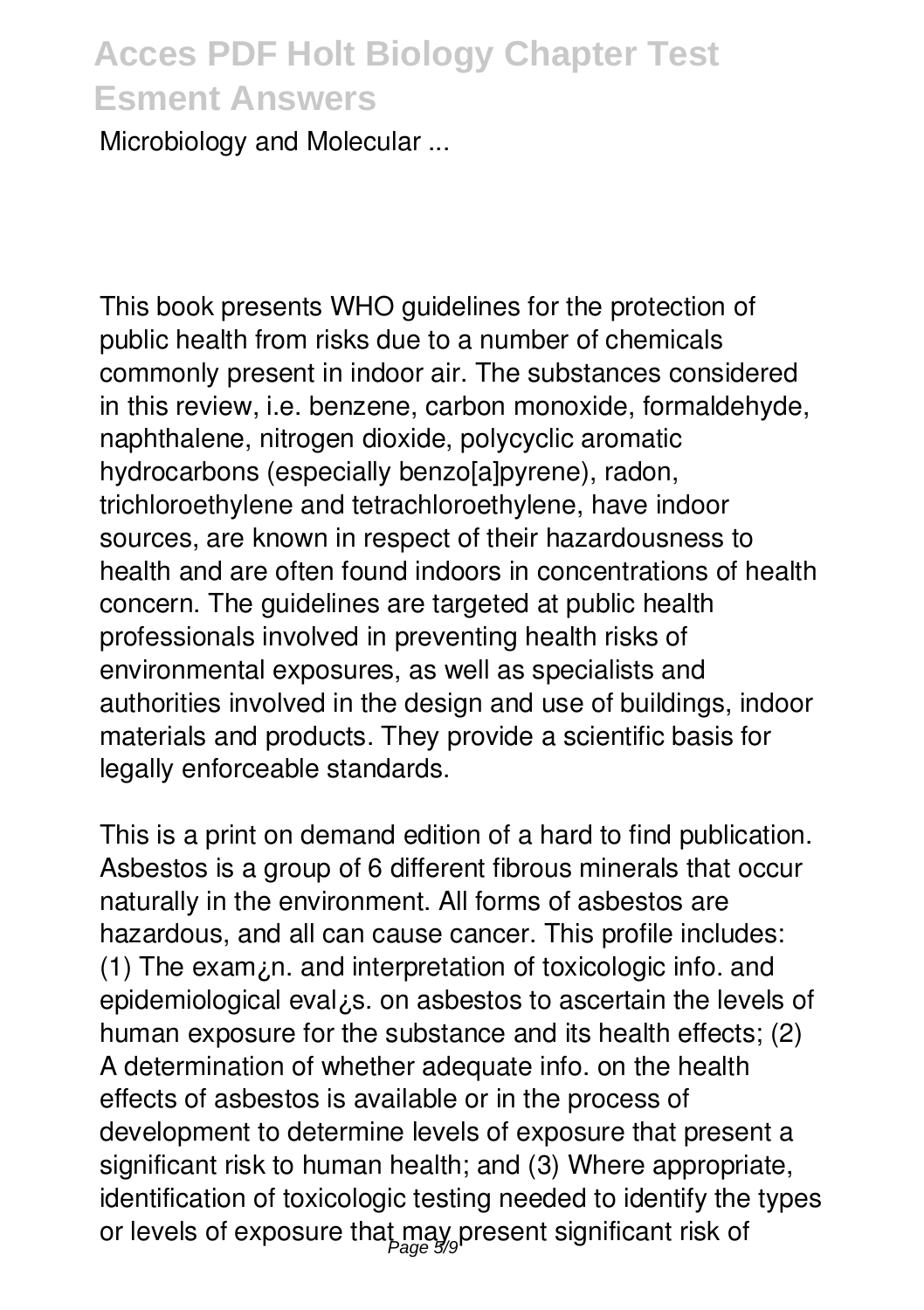Microbiology and Molecular ...

This book presents WHO guidelines for the protection of public health from risks due to a number of chemicals commonly present in indoor air. The substances considered in this review, i.e. benzene, carbon monoxide, formaldehyde, naphthalene, nitrogen dioxide, polycyclic aromatic hydrocarbons (especially benzo[a]pyrene), radon, trichloroethylene and tetrachloroethylene, have indoor sources, are known in respect of their hazardousness to health and are often found indoors in concentrations of health concern. The guidelines are targeted at public health professionals involved in preventing health risks of environmental exposures, as well as specialists and authorities involved in the design and use of buildings, indoor materials and products. They provide a scientific basis for legally enforceable standards.

This is a print on demand edition of a hard to find publication. Asbestos is a group of 6 different fibrous minerals that occur naturally in the environment. All forms of asbestos are hazardous, and all can cause cancer. This profile includes: (1) The exam¿n. and interpretation of toxicologic info. and epidemiological eval¿s. on asbestos to ascertain the levels of human exposure for the substance and its health effects; (2) A determination of whether adequate info. on the health effects of asbestos is available or in the process of development to determine levels of exposure that present a significant risk to human health; and (3) Where appropriate, identification of toxicologic testing needed to identify the types or levels of exposure that may present significant risk of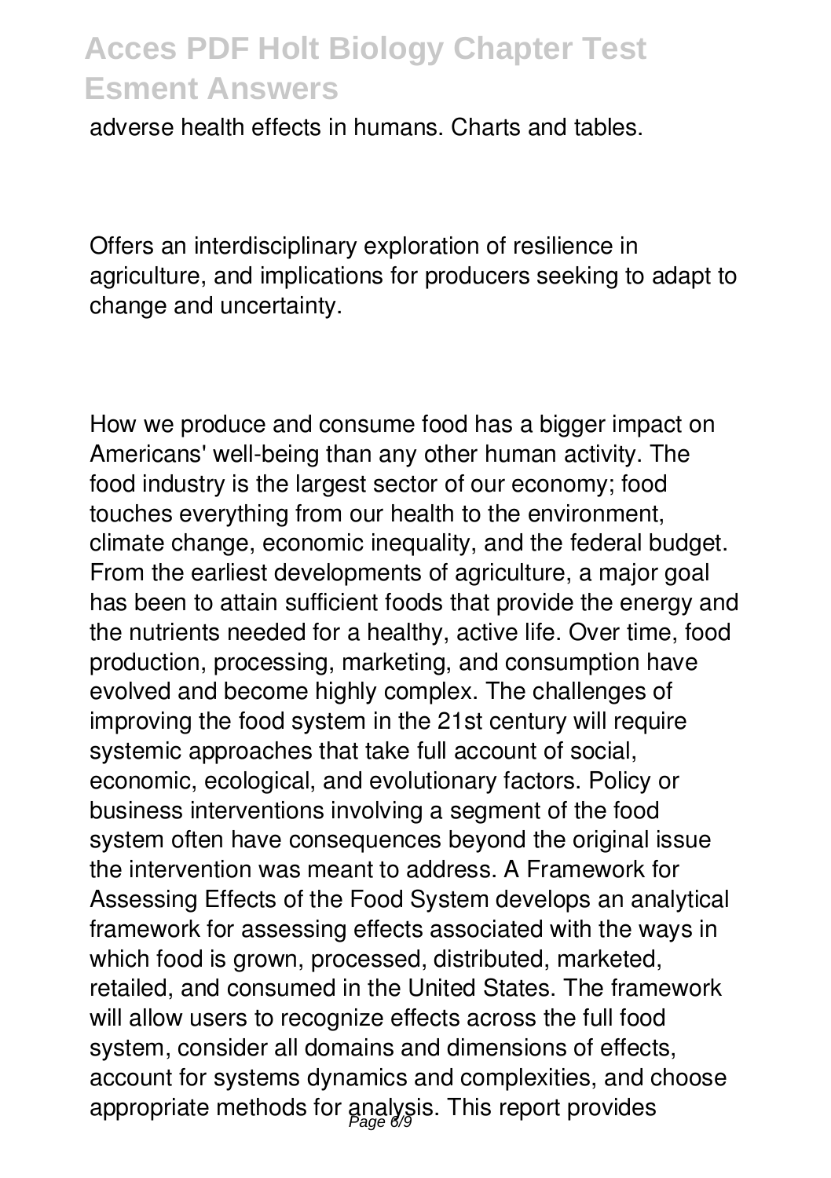adverse health effects in humans. Charts and tables.

Offers an interdisciplinary exploration of resilience in agriculture, and implications for producers seeking to adapt to change and uncertainty.

How we produce and consume food has a bigger impact on Americans' well-being than any other human activity. The food industry is the largest sector of our economy; food touches everything from our health to the environment, climate change, economic inequality, and the federal budget. From the earliest developments of agriculture, a major goal has been to attain sufficient foods that provide the energy and the nutrients needed for a healthy, active life. Over time, food production, processing, marketing, and consumption have evolved and become highly complex. The challenges of improving the food system in the 21st century will require systemic approaches that take full account of social, economic, ecological, and evolutionary factors. Policy or business interventions involving a segment of the food system often have consequences beyond the original issue the intervention was meant to address. A Framework for Assessing Effects of the Food System develops an analytical framework for assessing effects associated with the ways in which food is grown, processed, distributed, marketed, retailed, and consumed in the United States. The framework will allow users to recognize effects across the full food system, consider all domains and dimensions of effects, account for systems dynamics and complexities, and choose appropriate methods for analysis. This report provides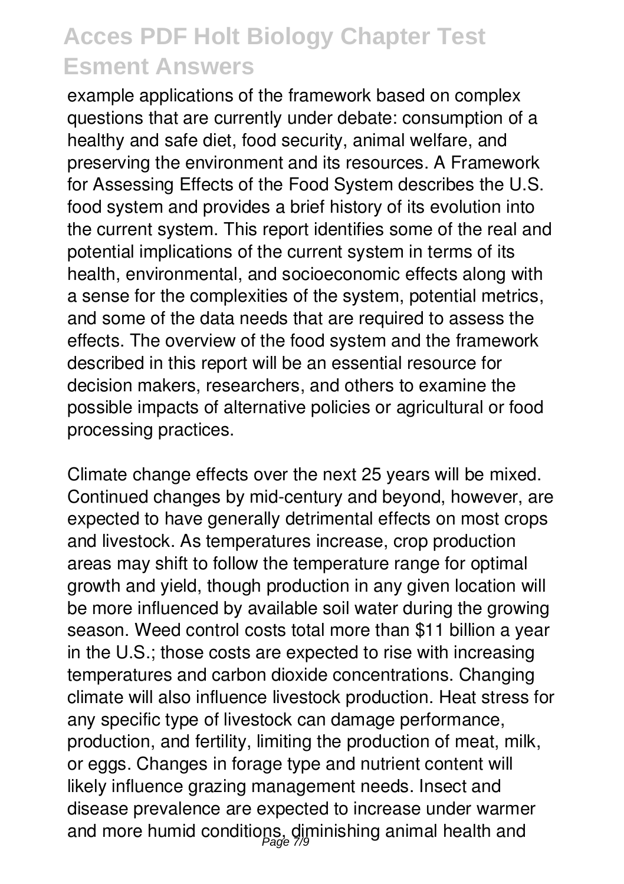example applications of the framework based on complex questions that are currently under debate: consumption of a healthy and safe diet, food security, animal welfare, and preserving the environment and its resources. A Framework for Assessing Effects of the Food System describes the U.S. food system and provides a brief history of its evolution into the current system. This report identifies some of the real and potential implications of the current system in terms of its health, environmental, and socioeconomic effects along with a sense for the complexities of the system, potential metrics, and some of the data needs that are required to assess the effects. The overview of the food system and the framework described in this report will be an essential resource for decision makers, researchers, and others to examine the possible impacts of alternative policies or agricultural or food processing practices.

Climate change effects over the next 25 years will be mixed. Continued changes by mid-century and beyond, however, are expected to have generally detrimental effects on most crops and livestock. As temperatures increase, crop production areas may shift to follow the temperature range for optimal growth and yield, though production in any given location will be more influenced by available soil water during the growing season. Weed control costs total more than $11 billion a year in the U.S.; those costs are expected to rise with increasing temperatures and carbon dioxide concentrations. Changing climate will also influence livestock production. Heat stress for any specific type of livestock can damage performance, production, and fertility, limiting the production of meat, milk, or eggs. Changes in forage type and nutrient content will likely influence grazing management needs. Insect and disease prevalence are expected to increase under warmer and more humid conditions, diminishing animal health and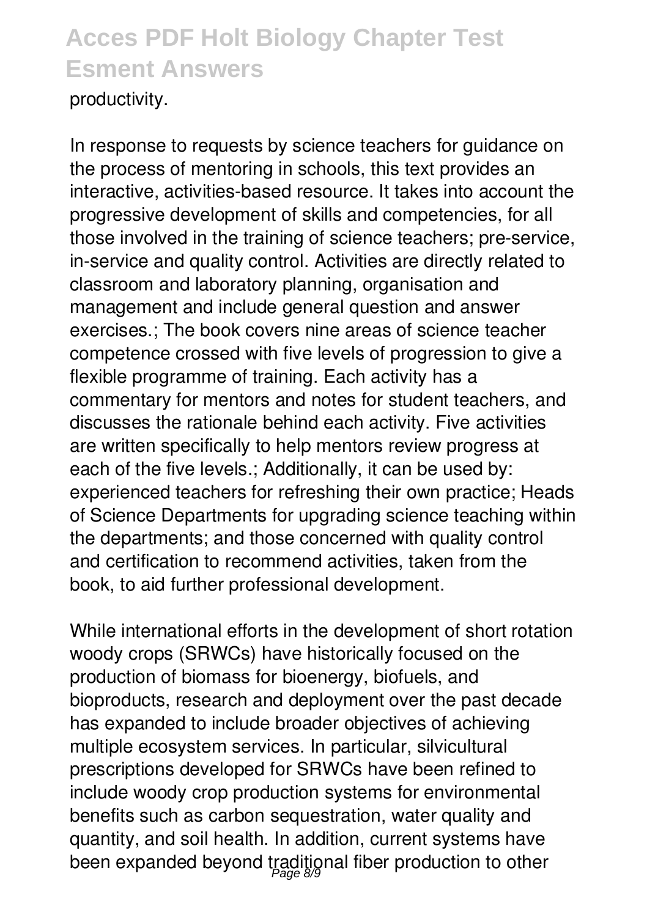productivity.

In response to requests by science teachers for guidance on the process of mentoring in schools, this text provides an interactive, activities-based resource. It takes into account the progressive development of skills and competencies, for all those involved in the training of science teachers; pre-service, in-service and quality control. Activities are directly related to classroom and laboratory planning, organisation and management and include general question and answer exercises.; The book covers nine areas of science teacher competence crossed with five levels of progression to give a flexible programme of training. Each activity has a commentary for mentors and notes for student teachers, and discusses the rationale behind each activity. Five activities are written specifically to help mentors review progress at each of the five levels.; Additionally, it can be used by: experienced teachers for refreshing their own practice; Heads of Science Departments for upgrading science teaching within the departments; and those concerned with quality control and certification to recommend activities, taken from the book, to aid further professional development.

While international efforts in the development of short rotation woody crops (SRWCs) have historically focused on the production of biomass for bioenergy, biofuels, and bioproducts, research and deployment over the past decade has expanded to include broader objectives of achieving multiple ecosystem services. In particular, silvicultural prescriptions developed for SRWCs have been refined to include woody crop production systems for environmental benefits such as carbon sequestration, water quality and quantity, and soil health. In addition, current systems have been expanded beyond traditional fiber production to other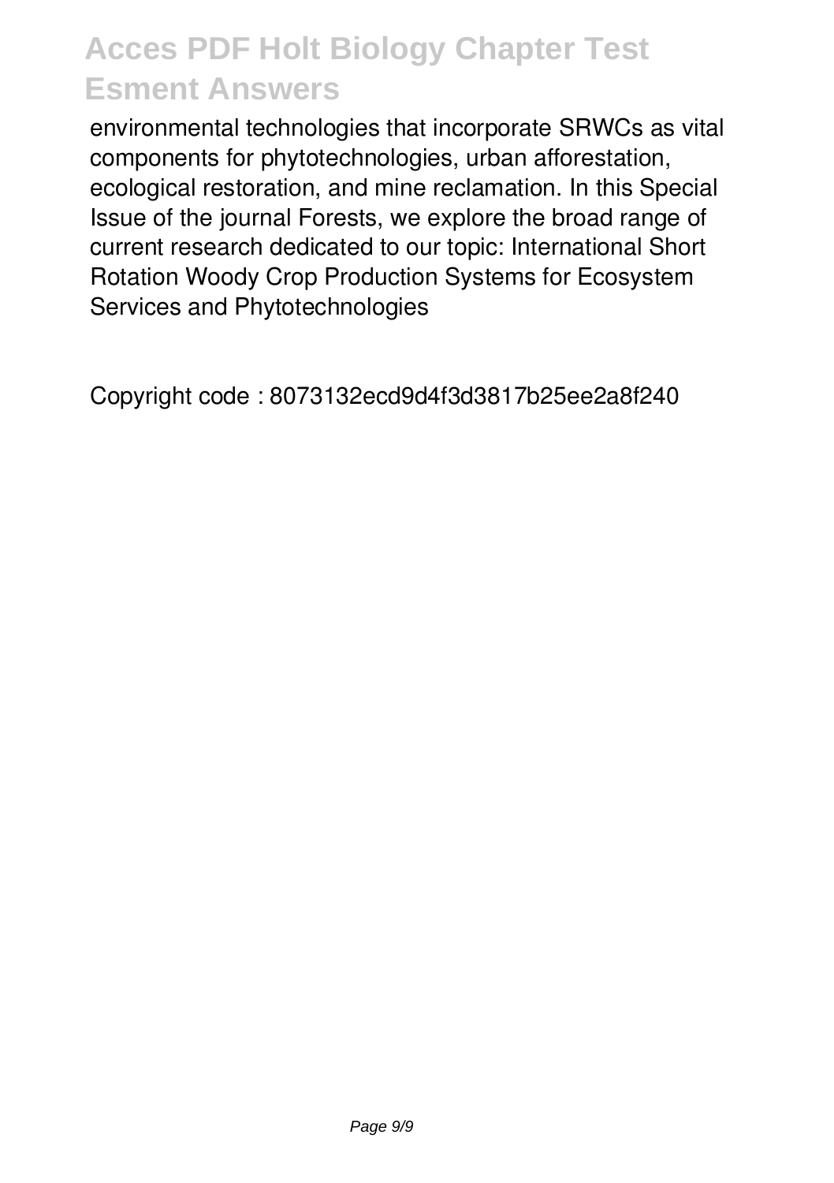environmental technologies that incorporate SRWCs as vital components for phytotechnologies, urban afforestation, ecological restoration, and mine reclamation. In this Special Issue of the journal Forests, we explore the broad range of current research dedicated to our topic: International Short Rotation Woody Crop Production Systems for Ecosystem Services and Phytotechnologies

Copyright code : 8073132ecd9d4f3d3817b25ee2a8f240